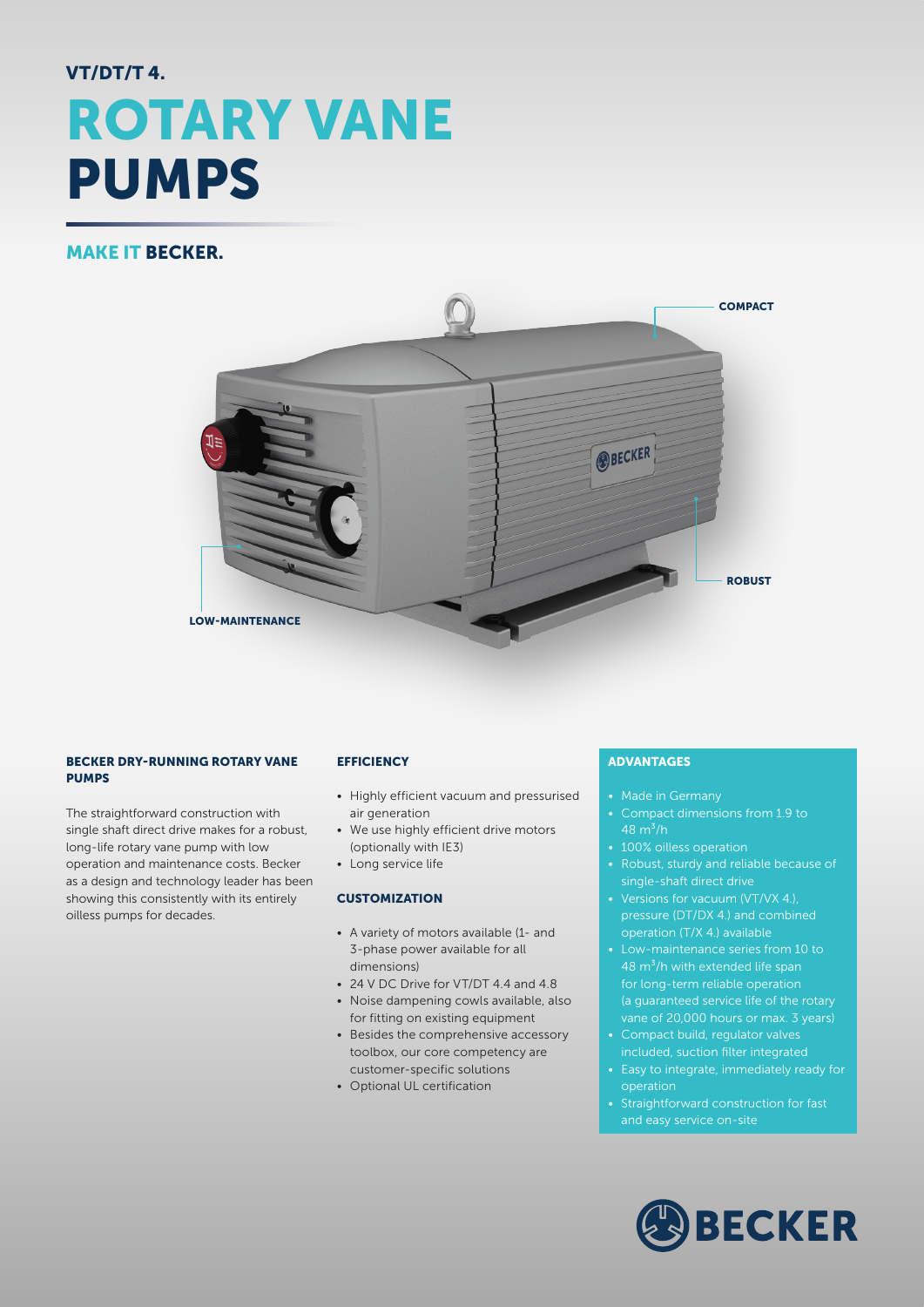VT/DT/T 4.

# ROTARY VANE PUMPS

## MAKE IT BECKER.

COMPACT

ROBUST

LOW-MAINTENANCE

### BECKER DRY-RUNNING ROTARY VANE PUMPS

The straightforward construction with single shaft direct drive makes for a robust, long-life rotary vane pump with low operation and maintenance costs. Becker as a design and technology leader has been showing this consistently with its entirely oilless pumps for decades.

### EFFICIENCY

- Highly efficient vacuum and pressurised air generation
- We use highly efficient drive motors (optionally with IE3)
- Long service life

### CUSTOMIZATION

- A variety of motors available (1- and 3-phase power available for all dimensions)
- 24 V DC Drive for VT/DT 4.4 and 4.8
- Noise dampening cowls available, also for fitting on existing equipment
- Besides the comprehensive accessory toolbox, our core competency are customer-specific solutions
- Optional UL certification

### ADVANTAGES

- Made in Germany
- Compact dimensions from 1.9 to 48 $m^3/h$
- 100% oilless operation
- Robust, sturdy and reliable because of single-shaft direct drive
- Versions for vacuum (VT/VX 4.), pressure (DT/DX 4.) and combined operation (T/X 4.) available
- Low-maintenance series from 10 to 48 $m^3/h$ with extended life span for long-term reliable operation (a guaranteed service life of the rotary vane of 20,000 hours or max. 3 years)
- Compact build, regulator valves included, suction filter integrated
- Easy to integrate, immediately ready for operation
- Straightforward construction for fast and easy service on-site

BECKER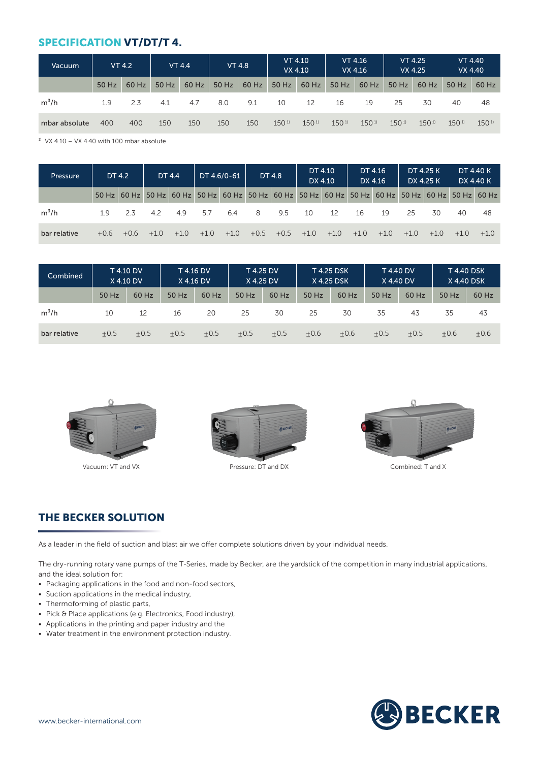## SPECIFICATION VT/DT/T 4.

| Vacuum | VT 4.2 | | VT 4.4 | | VT 4.8 | | VT 4.10 VX 4.10 | | VT 4.16 VX 4.16 | | VT 4.25 VX 4.25 | | VT 4.40 VX 4.40 | |
|---|---|---|---|---|---|---|---|---|---|---|---|---|---|---|
| | 50 Hz | 60 Hz | 50 Hz | 60 Hz | 50 Hz | 60 Hz | 50 Hz | 60 Hz | 50 Hz | 60 Hz | 50 Hz | 60 Hz | 50 Hz | 60 Hz |
| $m^3/h$ | 1.9 | 2.3 | 4.1 | 4.7 | 8.0 | 9.1 | 10 | 12 | 16 | 19 | 25 | 30 | 40 | 48 |
| mbar absolute | 400 | 400 | 150 | 150 | 150 | 150 | 150 [1] | 150 [1] | 150 [1] | 150 [1] | 150 [1] | 150 [1] | 150 [1] | 150 [1] |

[1] VX 4.10 – VX 4.40 with 100 mbar absolute

| Pressure | DT 4.2 | | DT 4.4 | | DT 4.6/0-61 | | DT 4.8 | | DT 4.10 DX 4.10 | | DT 4.16 DX 4.16 | | DT 4.25 K DX 4.25 K | | DT 4.40 K DX 4.40 K | |
|---|---|---|---|---|---|---|---|---|---|---|---|---|---|---|---|---|
| | 50 Hz | 60 Hz | 50 Hz | 60 Hz | 50 Hz | 60 Hz | 50 Hz | 60 Hz | 50 Hz | 60 Hz | 50 Hz | 60 Hz | 50 Hz | 60 Hz | 50 Hz | 60 Hz |
| $m^3/h$ | 1.9 | 2.3 | 4.2 | 4.9 | 5.7 | 6.4 | 8 | 9.5 | 10 | 12 | 16 | 19 | 25 | 30 | 40 | 48 |
| bar relative | +0.6 | +0.6 | +1.0 | +1.0 | +1.0 | +1.0 | +0.5 | +0.5 | +1.0 | +1.0 | +1.0 | +1.0 | +1.0 | +1.0 | +1.0 | +1.0 |

| Combined | T 4.10 DV X 4.10 DV | | T 4.16 DV X 4.16 DV | | T 4.25 DV X 4.25 DV | | T 4.25 DSK X 4.25 DSK | | T 4.40 DV X 4.40 DV | | T 4.40 DSK X 4.40 DSK | |
|---|---|---|---|---|---|---|---|---|---|---|---|---|
| | 50 Hz | 60 Hz | 50 Hz | 60 Hz | 50 Hz | 60 Hz | 50 Hz | 60 Hz | 50 Hz | 60 Hz | 50 Hz | 60 Hz |
| $m^3/h$ | 10 | 12 | 16 | 20 | 25 | 30 | 25 | 30 | 35 | 43 | 35 | 43 |
| bar relative | ±0.5 | ±0.5 | ±0.5 | ±0.5 | ±0.5 | ±0.5 | ±0.6 | ±0.6 | ±0.5 | ±0.5 | ±0.6 | ±0.6 |

Vacuum: VT and VX

Pressure: DT and DX

Combined: T and X

## THE BECKER SOLUTION

As a leader in the field of suction and blast air we offer complete solutions driven by your individual needs.

The dry-running rotary vane pumps of the T-Series, made by Becker, are the yardstick of the competition in many industrial applications, and the ideal solution for:

- Packaging applications in the food and non-food sectors,
- Suction applications in the medical industry,
- Thermoforming of plastic parts,
- Pick & Place applications (e.g. Electronics, Food industry),
- Applications in the printing and paper industry and the
- Water treatment in the environment protection industry.

www.becker-international.com

BECKER